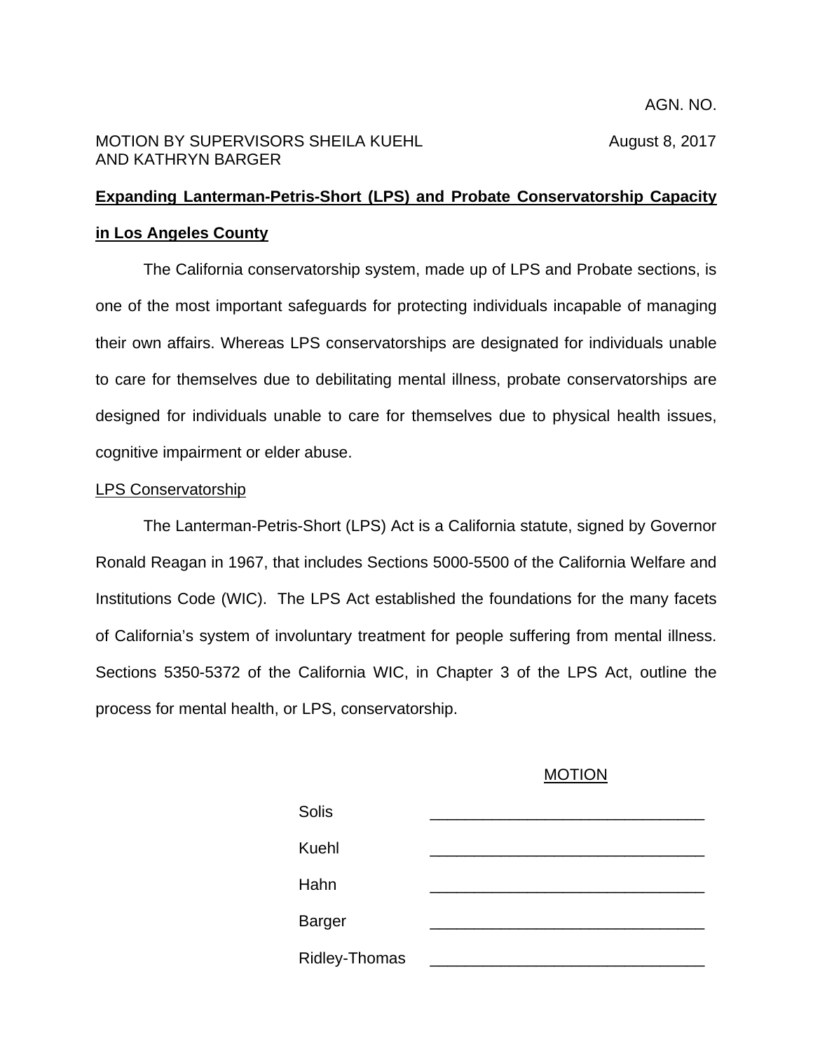AGN. NO.

MOTION BY SUPERVISORS SHEILA KUEHL AND KATHRYN BARGER

August 8, 2017

## Expanding Lanterman-Petris-Short (LPS) and Probate Conservatorship Capacity in Los Angeles County

The California conservatorship system, made up of LPS and Probate sections, is one of the most important safeguards for protecting individuals incapable of managing their own affairs. Whereas LPS conservatorships are designated for individuals unable to care for themselves due to debilitating mental illness, probate conservatorships are designed for individuals unable to care for themselves due to physical health issues, cognitive impairment or elder abuse.

### LPS Conservatorship

The Lanterman-Petris-Short (LPS) Act is a California statute, signed by Governor Ronald Reagan in 1967, that includes Sections 5000-5500 of the California Welfare and Institutions Code (WIC). The LPS Act established the foundations for the many facets of California's system of involuntary treatment for people suffering from mental illness. Sections 5350-5372 of the California WIC, in Chapter 3 of the LPS Act, outline the process for mental health, or LPS, conservatorship.

MOTION

| | |
|---|---|
| Solis | _______________________________ |
| Kuehl | _______________________________ |
| Hahn | _______________________________ |
| Barger | _______________________________ |
| Ridley-Thomas | _______________________________ |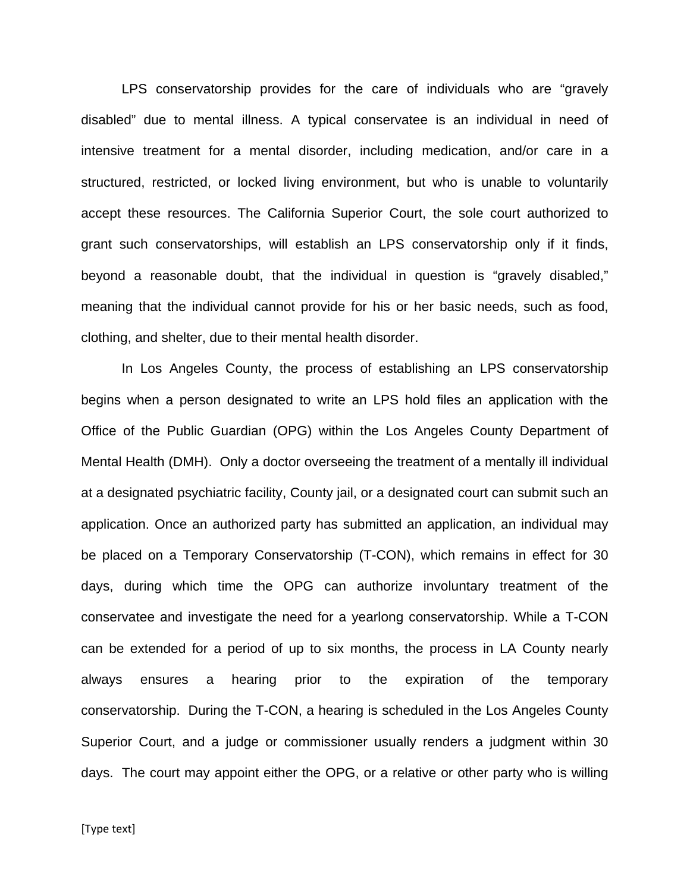LPS conservatorship provides for the care of individuals who are “gravely disabled” due to mental illness. A typical conservatee is an individual in need of intensive treatment for a mental disorder, including medication, and/or care in a structured, restricted, or locked living environment, but who is unable to voluntarily accept these resources. The California Superior Court, the sole court authorized to grant such conservatorships, will establish an LPS conservatorship only if it finds, beyond a reasonable doubt, that the individual in question is “gravely disabled,” meaning that the individual cannot provide for his or her basic needs, such as food, clothing, and shelter, due to their mental health disorder.

In Los Angeles County, the process of establishing an LPS conservatorship begins when a person designated to write an LPS hold files an application with the Office of the Public Guardian (OPG) within the Los Angeles County Department of Mental Health (DMH). Only a doctor overseeing the treatment of a mentally ill individual at a designated psychiatric facility, County jail, or a designated court can submit such an application. Once an authorized party has submitted an application, an individual may be placed on a Temporary Conservatorship (T-CON), which remains in effect for 30 days, during which time the OPG can authorize involuntary treatment of the conservatee and investigate the need for a yearlong conservatorship. While a T-CON can be extended for a period of up to six months, the process in LA County nearly always ensures a hearing prior to the expiration of the temporary conservatorship. During the T-CON, a hearing is scheduled in the Los Angeles County Superior Court, and a judge or commissioner usually renders a judgment within 30 days. The court may appoint either the OPG, or a relative or other party who is willing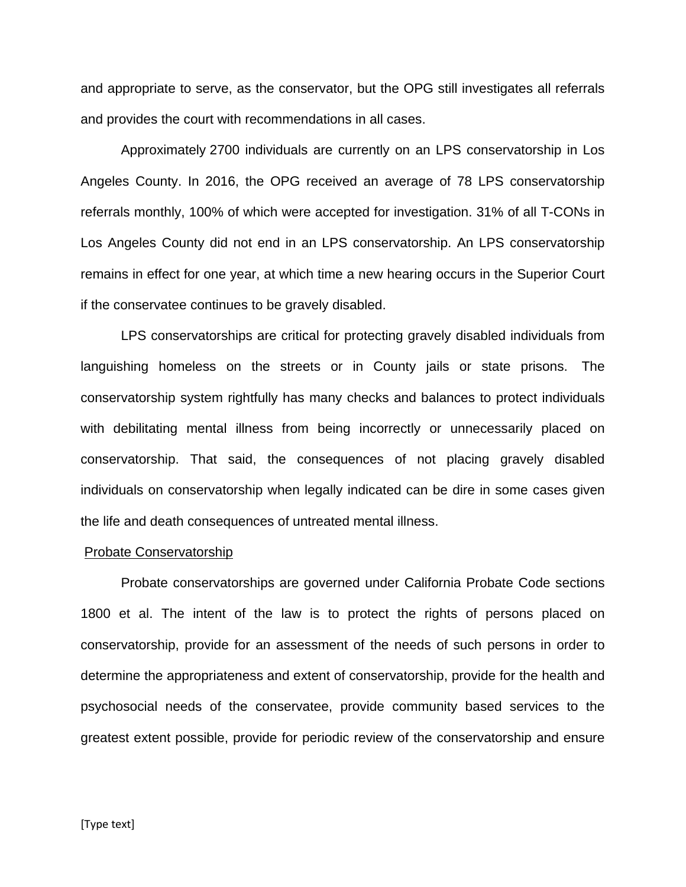and appropriate to serve, as the conservator, but the OPG still investigates all referrals and provides the court with recommendations in all cases.

Approximately 2700 individuals are currently on an LPS conservatorship in Los Angeles County. In 2016, the OPG received an average of 78 LPS conservatorship referrals monthly, 100% of which were accepted for investigation. 31% of all T-CONs in Los Angeles County did not end in an LPS conservatorship. An LPS conservatorship remains in effect for one year, at which time a new hearing occurs in the Superior Court if the conservatee continues to be gravely disabled.

LPS conservatorships are critical for protecting gravely disabled individuals from languishing homeless on the streets or in County jails or state prisons. The conservatorship system rightfully has many checks and balances to protect individuals with debilitating mental illness from being incorrectly or unnecessarily placed on conservatorship. That said, the consequences of not placing gravely disabled individuals on conservatorship when legally indicated can be dire in some cases given the life and death consequences of untreated mental illness.

Probate Conservatorship

Probate conservatorships are governed under California Probate Code sections 1800 et al. The intent of the law is to protect the rights of persons placed on conservatorship, provide for an assessment of the needs of such persons in order to determine the appropriateness and extent of conservatorship, provide for the health and psychosocial needs of the conservatee, provide community based services to the greatest extent possible, provide for periodic review of the conservatorship and ensure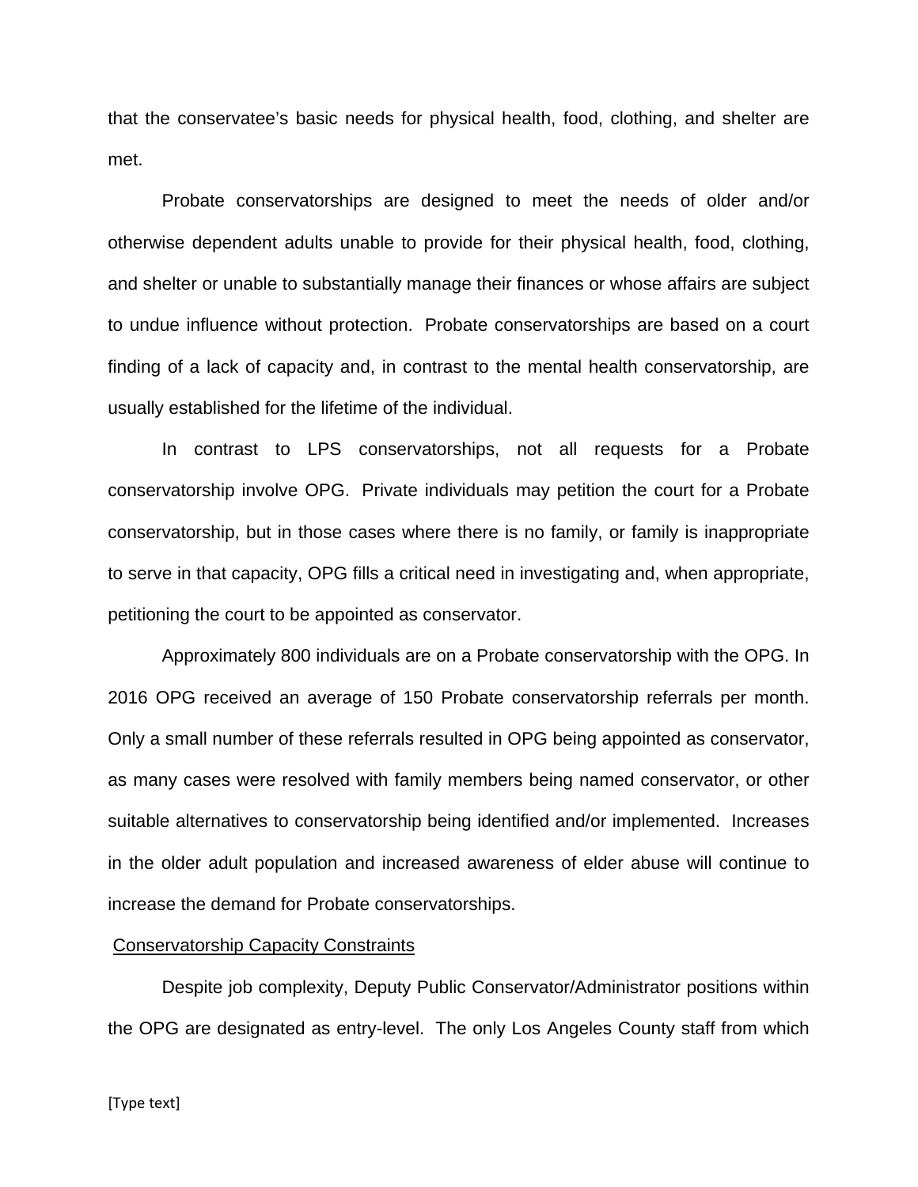that the conservatee's basic needs for physical health, food, clothing, and shelter are met.

Probate conservatorships are designed to meet the needs of older and/or otherwise dependent adults unable to provide for their physical health, food, clothing, and shelter or unable to substantially manage their finances or whose affairs are subject to undue influence without protection. Probate conservatorships are based on a court finding of a lack of capacity and, in contrast to the mental health conservatorship, are usually established for the lifetime of the individual.

In contrast to LPS conservatorships, not all requests for a Probate conservatorship involve OPG. Private individuals may petition the court for a Probate conservatorship, but in those cases where there is no family, or family is inappropriate to serve in that capacity, OPG fills a critical need in investigating and, when appropriate, petitioning the court to be appointed as conservator.

Approximately 800 individuals are on a Probate conservatorship with the OPG. In 2016 OPG received an average of 150 Probate conservatorship referrals per month. Only a small number of these referrals resulted in OPG being appointed as conservator, as many cases were resolved with family members being named conservator, or other suitable alternatives to conservatorship being identified and/or implemented. Increases in the older adult population and increased awareness of elder abuse will continue to increase the demand for Probate conservatorships.

<u>Conservatorship Capacity Constraints</u>

Despite job complexity, Deputy Public Conservator/Administrator positions within the OPG are designated as entry-level. The only Los Angeles County staff from which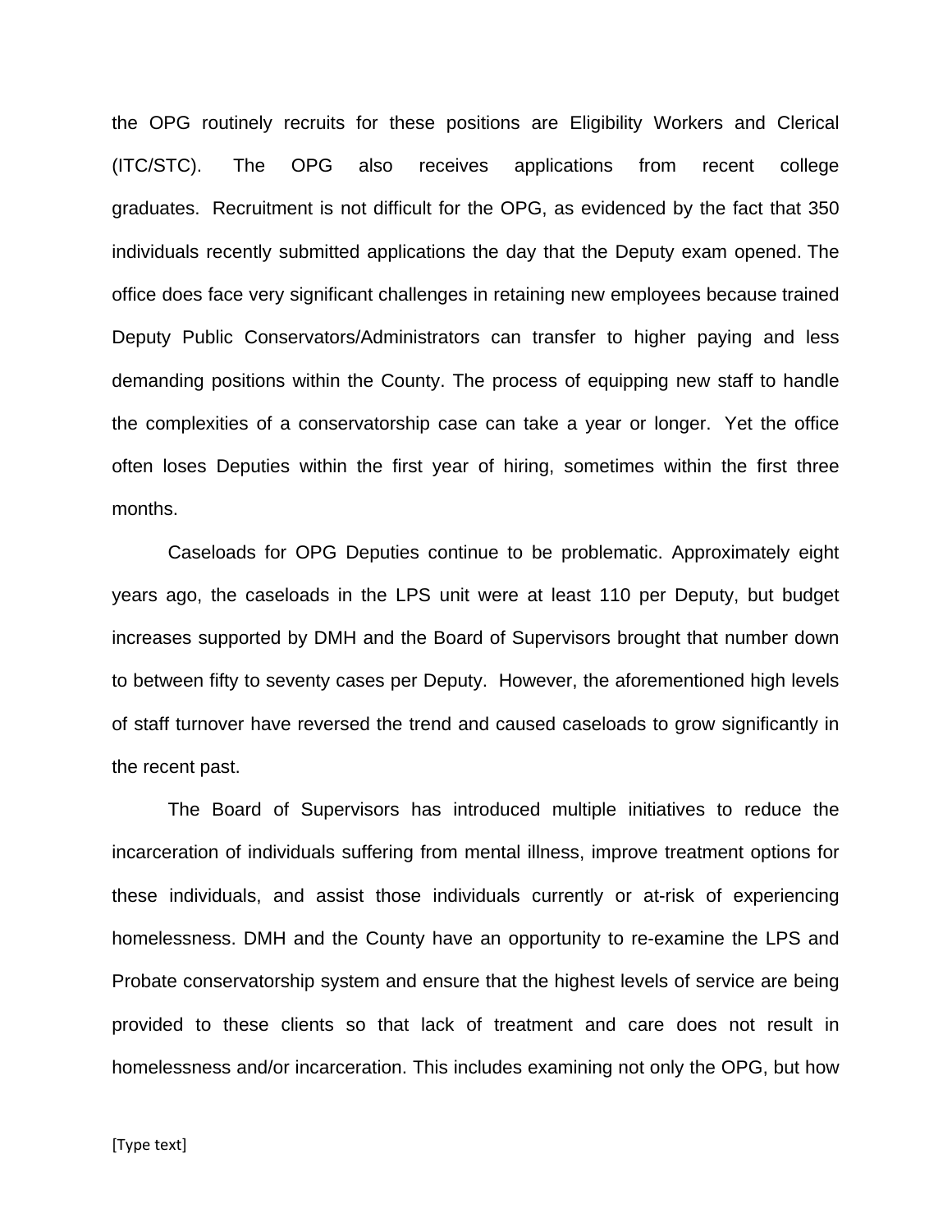the OPG routinely recruits for these positions are Eligibility Workers and Clerical (ITC/STC). The OPG also receives applications from recent college graduates. Recruitment is not difficult for the OPG, as evidenced by the fact that 350 individuals recently submitted applications the day that the Deputy exam opened. The office does face very significant challenges in retaining new employees because trained Deputy Public Conservators/Administrators can transfer to higher paying and less demanding positions within the County. The process of equipping new staff to handle the complexities of a conservatorship case can take a year or longer. Yet the office often loses Deputies within the first year of hiring, sometimes within the first three months.

Caseloads for OPG Deputies continue to be problematic. Approximately eight years ago, the caseloads in the LPS unit were at least 110 per Deputy, but budget increases supported by DMH and the Board of Supervisors brought that number down to between fifty to seventy cases per Deputy. However, the aforementioned high levels of staff turnover have reversed the trend and caused caseloads to grow significantly in the recent past.

The Board of Supervisors has introduced multiple initiatives to reduce the incarceration of individuals suffering from mental illness, improve treatment options for these individuals, and assist those individuals currently or at-risk of experiencing homelessness. DMH and the County have an opportunity to re-examine the LPS and Probate conservatorship system and ensure that the highest levels of service are being provided to these clients so that lack of treatment and care does not result in homelessness and/or incarceration. This includes examining not only the OPG, but how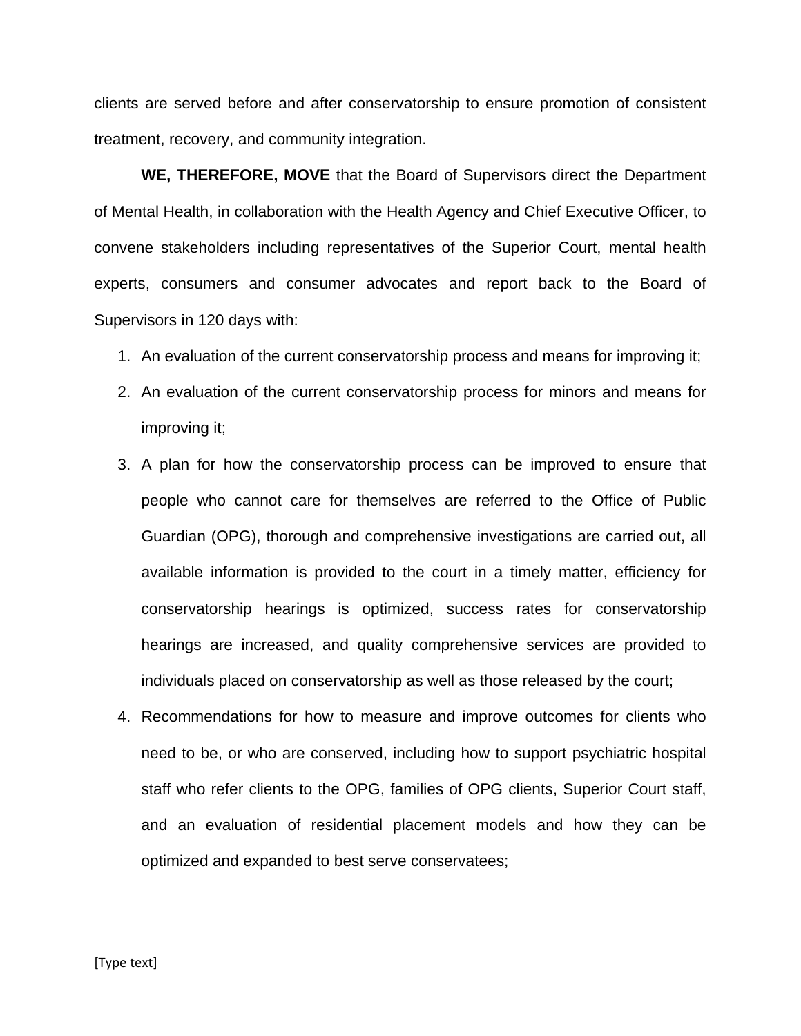clients are served before and after conservatorship to ensure promotion of consistent treatment, recovery, and community integration.

**WE, THEREFORE, MOVE** that the Board of Supervisors direct the Department of Mental Health, in collaboration with the Health Agency and Chief Executive Officer, to convene stakeholders including representatives of the Superior Court, mental health experts, consumers and consumer advocates and report back to the Board of Supervisors in 120 days with:

1. An evaluation of the current conservatorship process and means for improving it;
2. An evaluation of the current conservatorship process for minors and means for improving it;
3. A plan for how the conservatorship process can be improved to ensure that people who cannot care for themselves are referred to the Office of Public Guardian (OPG), thorough and comprehensive investigations are carried out, all available information is provided to the court in a timely matter, efficiency for conservatorship hearings is optimized, success rates for conservatorship hearings are increased, and quality comprehensive services are provided to individuals placed on conservatorship as well as those released by the court;
4. Recommendations for how to measure and improve outcomes for clients who need to be, or who are conserved, including how to support psychiatric hospital staff who refer clients to the OPG, families of OPG clients, Superior Court staff, and an evaluation of residential placement models and how they can be optimized and expanded to best serve conservatees;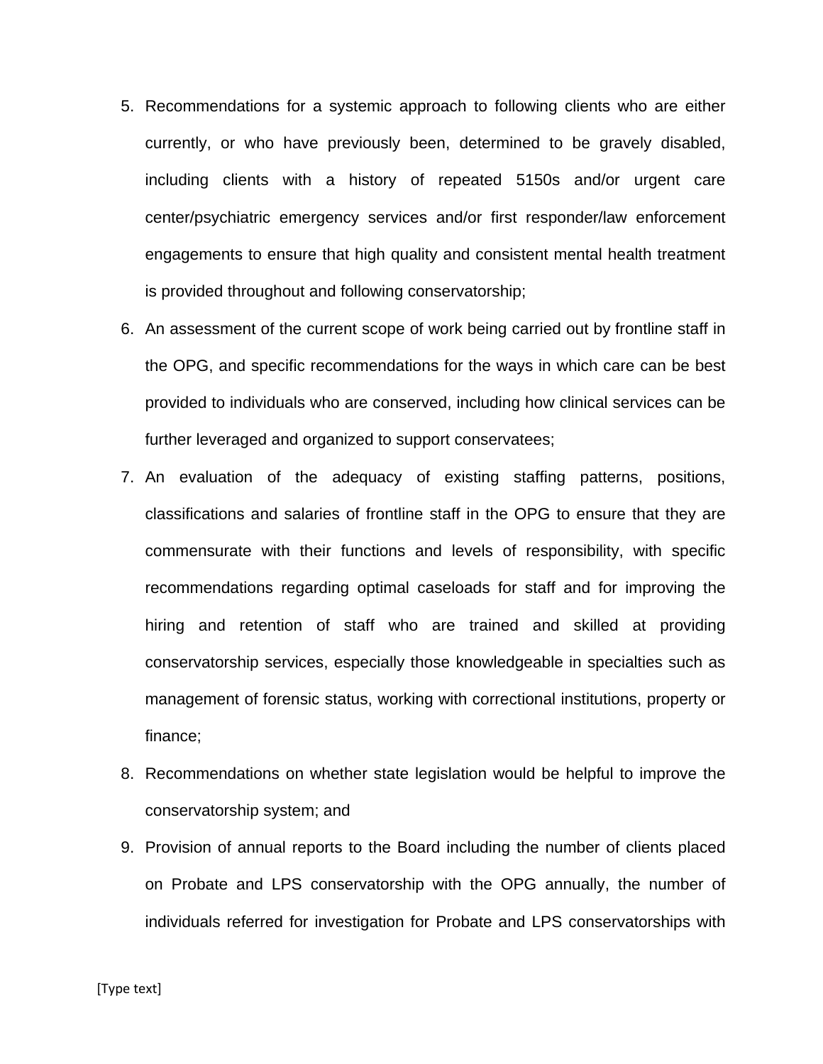5. Recommendations for a systemic approach to following clients who are either currently, or who have previously been, determined to be gravely disabled, including clients with a history of repeated 5150s and/or urgent care center/psychiatric emergency services and/or first responder/law enforcement engagements to ensure that high quality and consistent mental health treatment is provided throughout and following conservatorship;
6. An assessment of the current scope of work being carried out by frontline staff in the OPG, and specific recommendations for the ways in which care can be best provided to individuals who are conserved, including how clinical services can be further leveraged and organized to support conservatees;
7. An evaluation of the adequacy of existing staffing patterns, positions, classifications and salaries of frontline staff in the OPG to ensure that they are commensurate with their functions and levels of responsibility, with specific recommendations regarding optimal caseloads for staff and for improving the hiring and retention of staff who are trained and skilled at providing conservatorship services, especially those knowledgeable in specialties such as management of forensic status, working with correctional institutions, property or finance;
8. Recommendations on whether state legislation would be helpful to improve the conservatorship system; and
9. Provision of annual reports to the Board including the number of clients placed on Probate and LPS conservatorship with the OPG annually, the number of individuals referred for investigation for Probate and LPS conservatorships with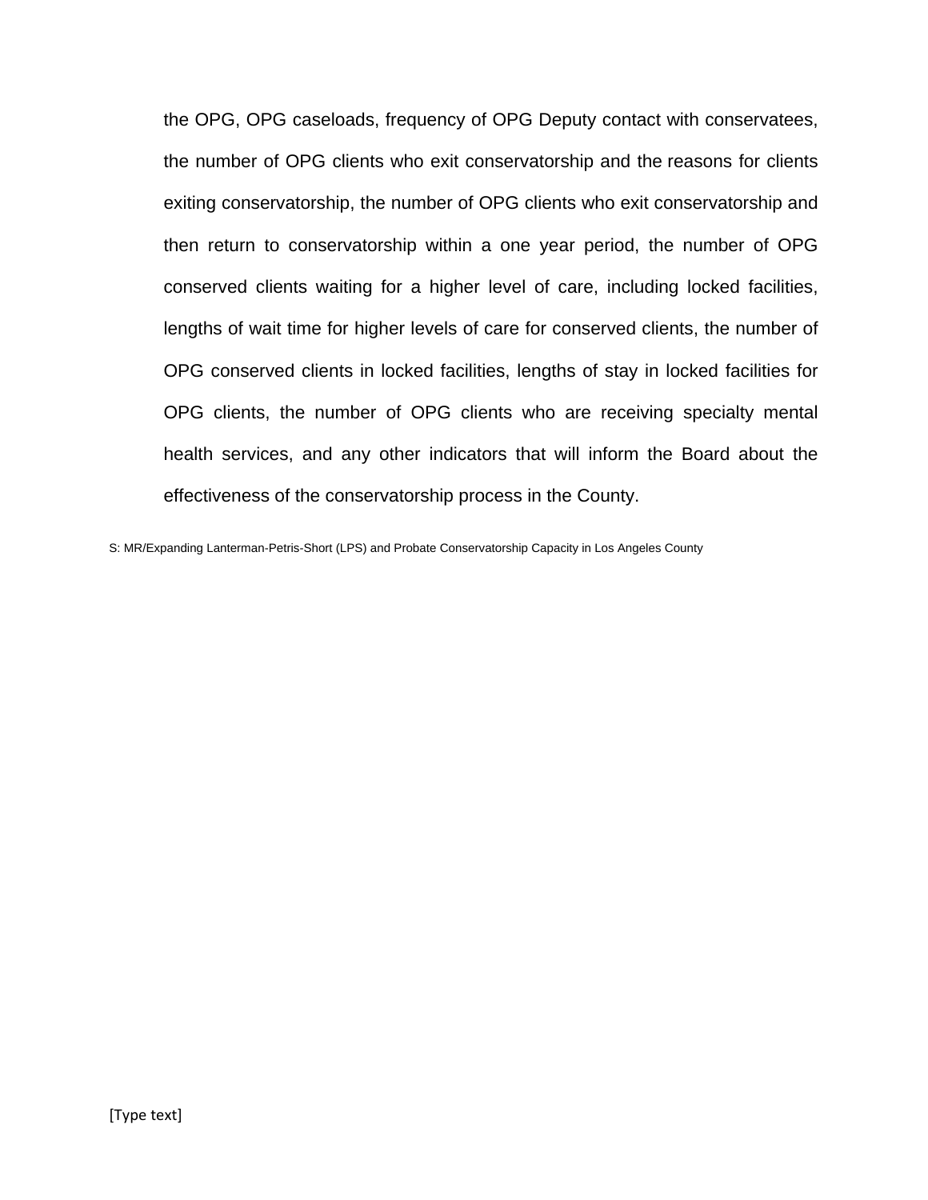the OPG, OPG caseloads, frequency of OPG Deputy contact with conservatees, the number of OPG clients who exit conservatorship and the reasons for clients exiting conservatorship, the number of OPG clients who exit conservatorship and then return to conservatorship within a one year period, the number of OPG conserved clients waiting for a higher level of care, including locked facilities, lengths of wait time for higher levels of care for conserved clients, the number of OPG conserved clients in locked facilities, lengths of stay in locked facilities for OPG clients, the number of OPG clients who are receiving specialty mental health services, and any other indicators that will inform the Board about the effectiveness of the conservatorship process in the County.

S: MR/Expanding Lanterman-Petris-Short (LPS) and Probate Conservatorship Capacity in Los Angeles County

[Type text]